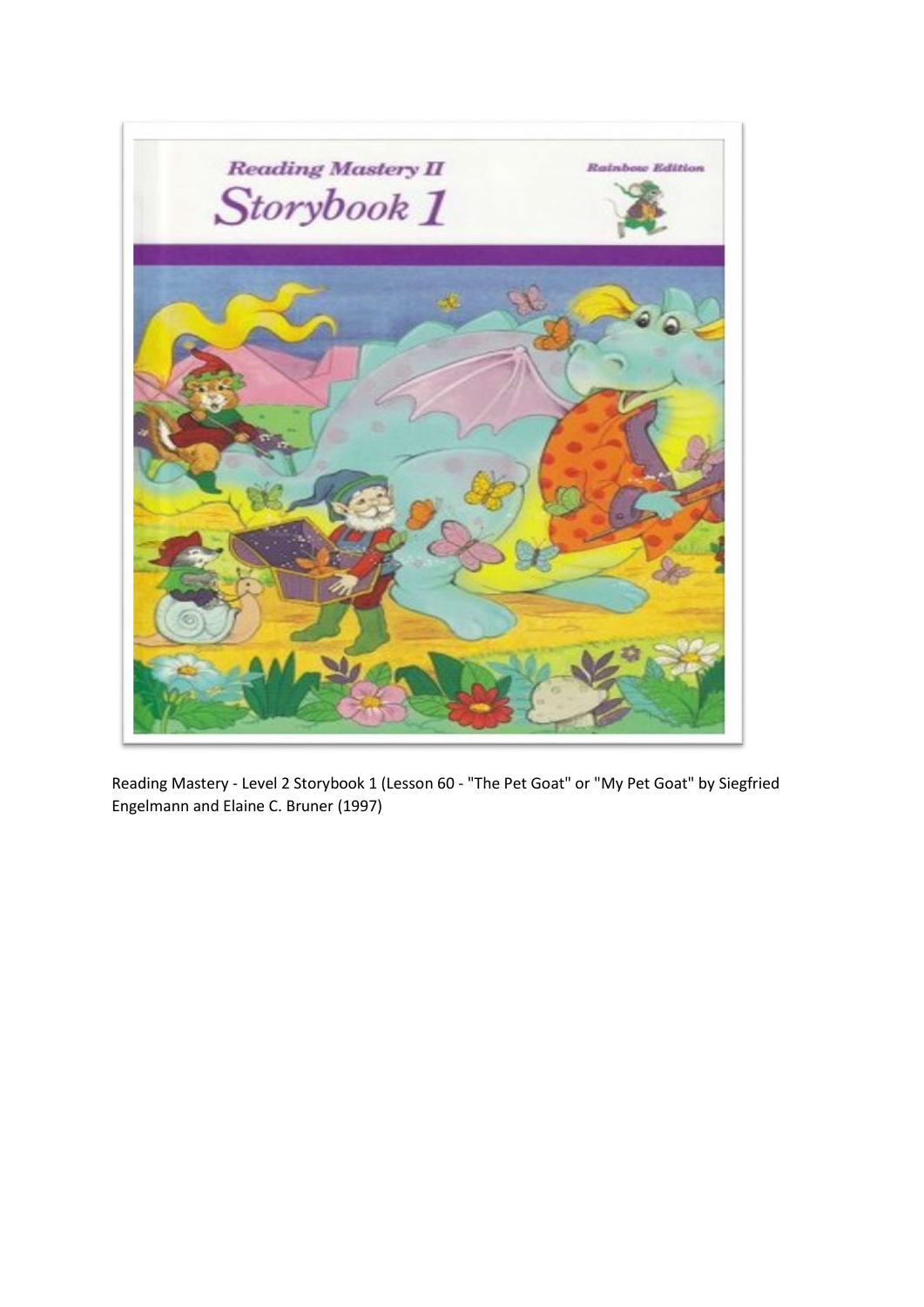Reading Mastery II

Storybook 1

Rainbow Edition

Reading Mastery - Level 2 Storybook 1 (Lesson 60 - "The Pet Goat" or "My Pet Goat" by Siegfried Engelmann and Elaine C. Bruner (1997)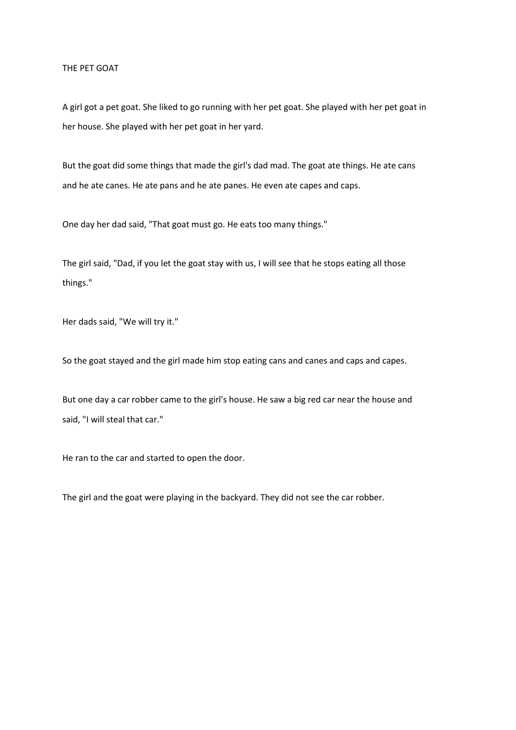THE PET GOAT

A girl got a pet goat. She liked to go running with her pet goat. She played with her pet goat in her house. She played with her pet goat in her yard.

But the goat did some things that made the girl's dad mad. The goat ate things. He ate cans and he ate canes. He ate pans and he ate panes. He even ate capes and caps.

One day her dad said, "That goat must go. He eats too many things."

The girl said, "Dad, if you let the goat stay with us, I will see that he stops eating all those things."

Her dads said, "We will try it."

So the goat stayed and the girl made him stop eating cans and canes and caps and capes.

But one day a car robber came to the girl's house. He saw a big red car near the house and said, "I will steal that car."

He ran to the car and started to open the door.

The girl and the goat were playing in the backyard. They did not see the car robber.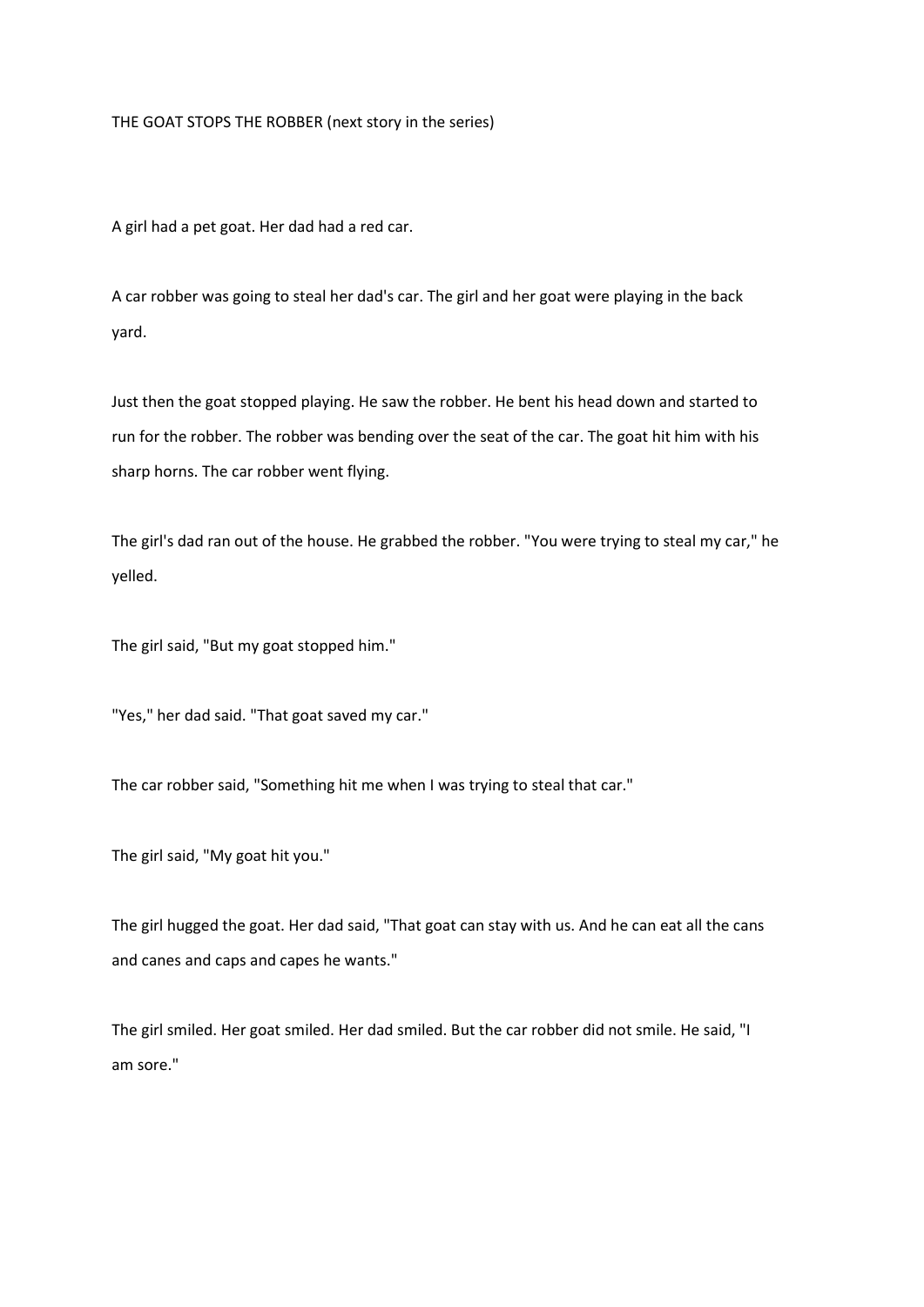THE GOAT STOPS THE ROBBER (next story in the series)

A girl had a pet goat. Her dad had a red car.

A car robber was going to steal her dad's car. The girl and her goat were playing in the back yard.

Just then the goat stopped playing. He saw the robber. He bent his head down and started to run for the robber. The robber was bending over the seat of the car. The goat hit him with his sharp horns. The car robber went flying.

The girl's dad ran out of the house. He grabbed the robber. "You were trying to steal my car," he yelled.

The girl said, "But my goat stopped him."

"Yes," her dad said. "That goat saved my car."

The car robber said, "Something hit me when I was trying to steal that car."

The girl said, "My goat hit you."

The girl hugged the goat. Her dad said, "That goat can stay with us. And he can eat all the cans and canes and caps and capes he wants."

The girl smiled. Her goat smiled. Her dad smiled. But the car robber did not smile. He said, "I am sore."